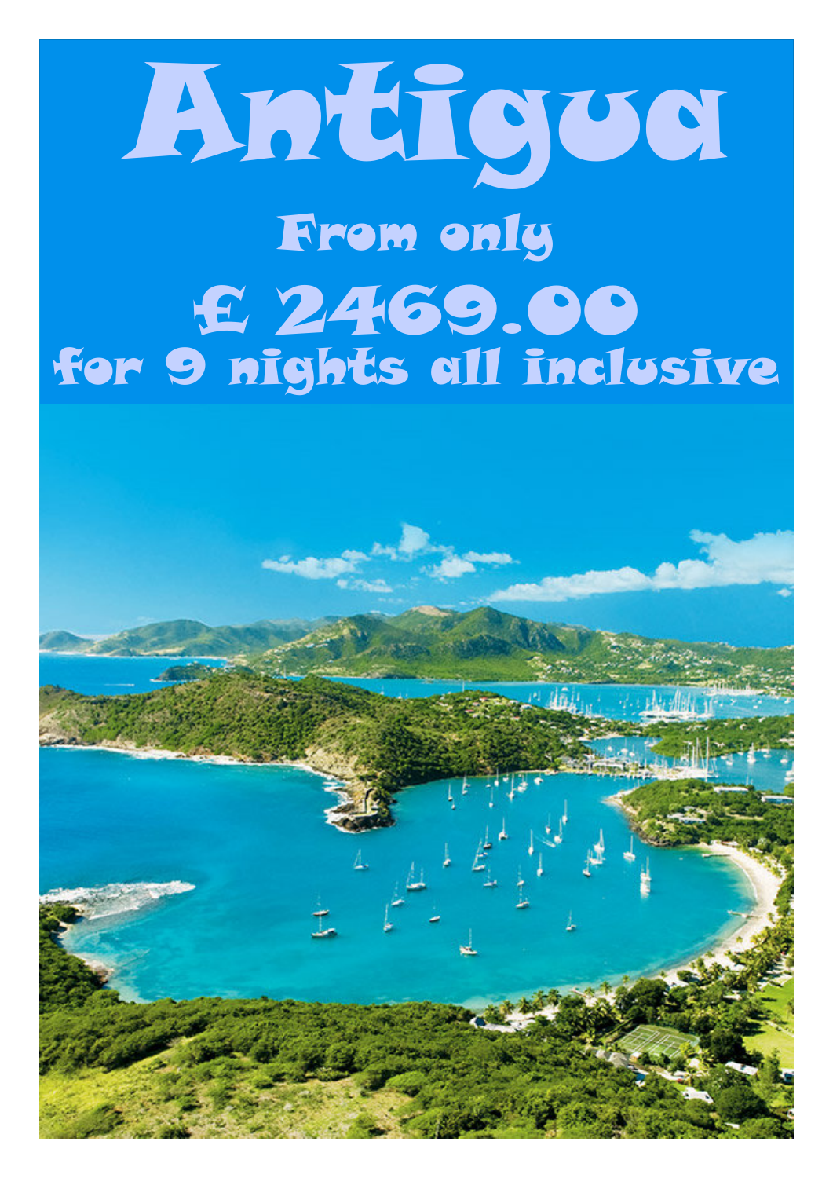# Antigua

## From only

## £ 2469.00

## for 9 nights all inclusive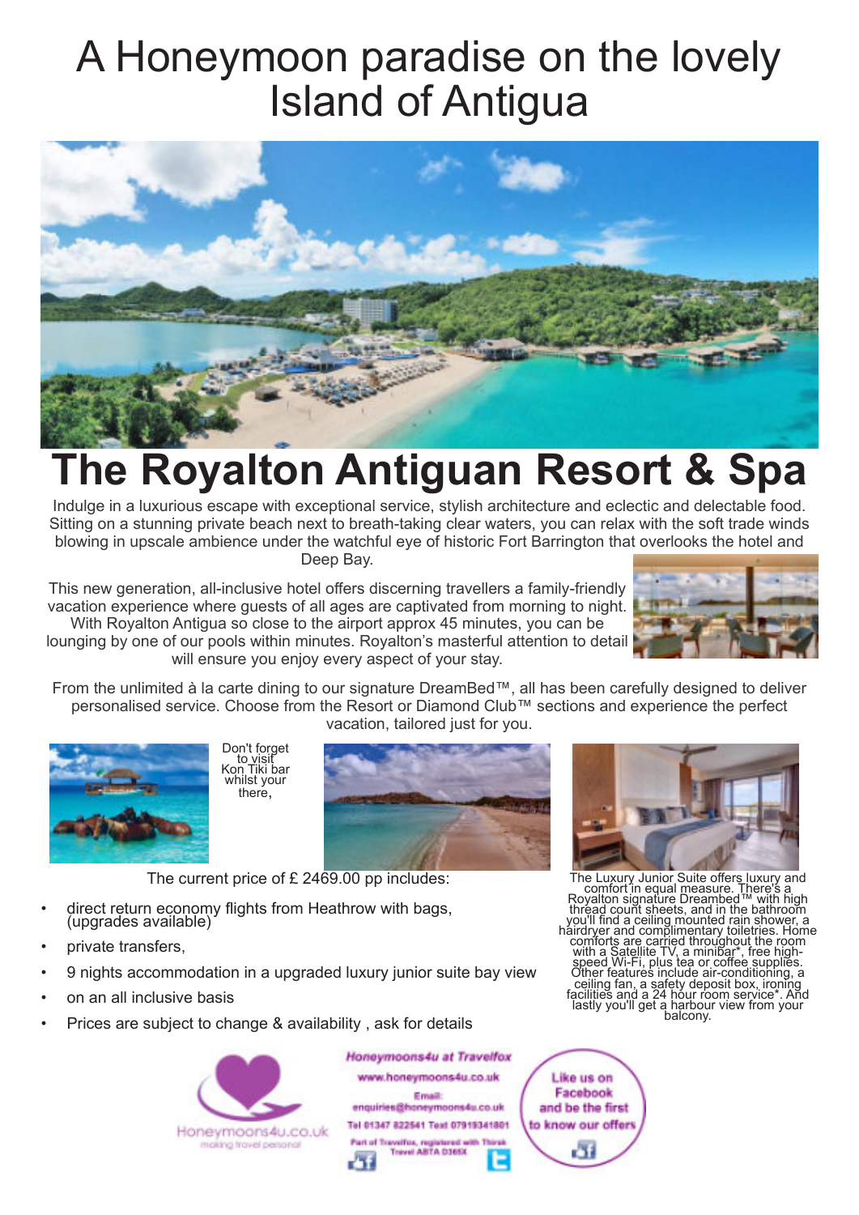# A Honeymoon paradise on the lovely Island of Antigua

## The Royalton Antiguan Resort & Spa

Indulge in a luxurious escape with exceptional service, stylish architecture and eclectic and delectable food. Sitting on a stunning private beach next to breath-taking clear waters, you can relax with the soft trade winds blowing in upscale ambience under the watchful eye of historic Fort Barrington that overlooks the hotel and Deep Bay.

This new generation, all-inclusive hotel offers discerning travellers a family-friendly vacation experience where guests of all ages are captivated from morning to night. With Royalton Antigua so close to the airport approx 45 minutes, you can be lounging by one of our pools within minutes. Royalton's masterful attention to detail will ensure you enjoy every aspect of your stay.

From the unlimited à la carte dining to our signature DreamBed™, all has been carefully designed to deliver personalised service. Choose from the Resort or Diamond Club™ sections and experience the perfect vacation, tailored just for you.

Don't forget to visit Kon Tiki bar whilst your there,

The current price of £ 2469.00 pp includes:

- direct return economy flights from Heathrow with bags, (upgrades available)
- private transfers,
- 9 nights accommodation in a upgraded luxury junior suite bay view
- on an all inclusive basis
- Prices are subject to change & availability , ask for details

The Luxury Junior Suite offers luxury and comfort in equal measure. There's a Royalton signature Dreambed™ with high thread count sheets, and in the bathroom you'll find a ceiling mounted rain shower, a hairdryer and complimentary toiletries. Home comforts are carried throughout the room with a Satellite TV, a minibar*, free high-speed Wi-Fi, plus tea or coffee supplies. Other features include air-conditioning, a ceiling fan, a safety deposit box, ironing facilities and a 24 hour room service*. And lastly you'll get a harbour view from your balcony.

Honeymoons4u.co.uk
making travel personal

*Honeymoons4u at Travelfox*
www.honeymoons4u.co.uk
Email: enquiries@honeymoons4u.co.uk
Tel 01347 822541 Text 07919341801
Part of Travelfox, registered with Thirsk Travel ABTA D365X

Like us on Facebook and be the first to know our offers